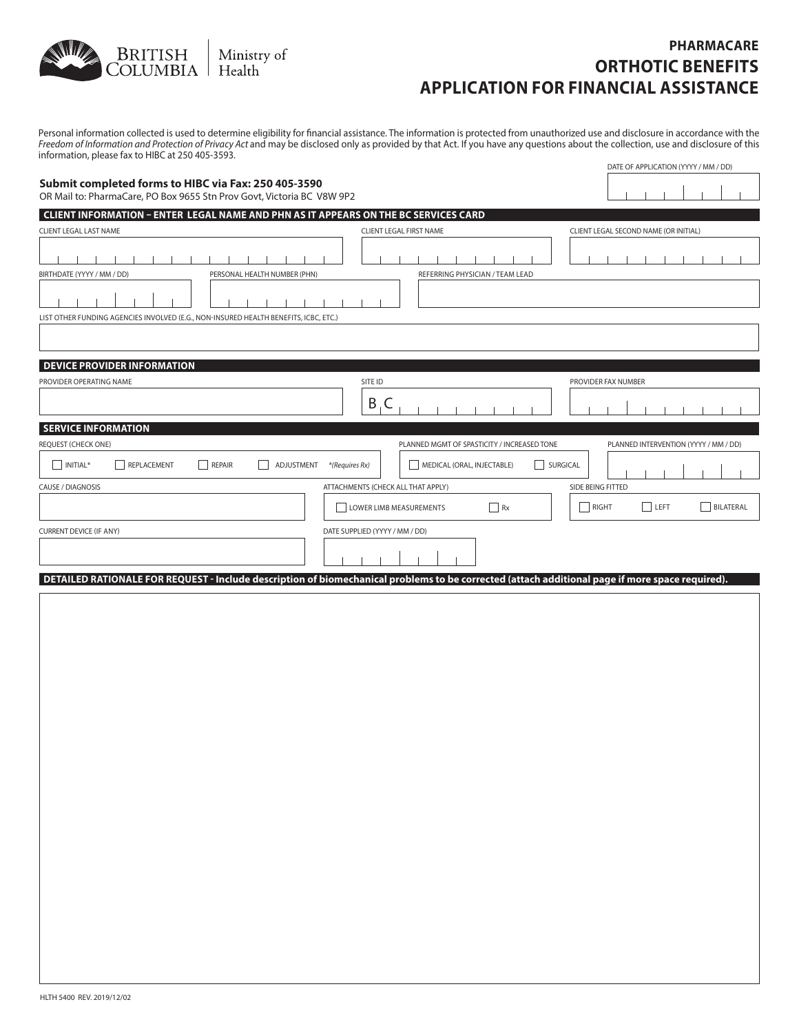British Columbia | Ministry of Health

# PHARMACARE
# ORTHOTIC BENEFITS
# APPLICATION FOR FINANCIAL ASSISTANCE

Personal information collected is used to determine eligibility for financial assistance. The information is protected from unauthorized use and disclosure in accordance with the *Freedom of Information and Protection of Privacy Act* and may be disclosed only as provided by that Act. If you have any questions about the collection, use and disclosure of this information, please fax to HIBC at 250 405-3593.

DATE OF APPLICATION (YYYY / MM / DD)

**Submit completed forms to HIBC via Fax: 250 405-3590**
OR Mail to: PharmaCare, PO Box 9655 Stn Prov Govt, Victoria BC V8W 9P2

## CLIENT INFORMATION – ENTER LEGAL NAME AND PHN AS IT APPEARS ON THE BC SERVICES CARD

CLIENT LEGAL LAST NAME

CLIENT LEGAL FIRST NAME

CLIENT LEGAL SECOND NAME (OR INITIAL)

BIRTHDATE (YYYY / MM / DD)

PERSONAL HEALTH NUMBER (PHN)

REFERRING PHYSICIAN / TEAM LEAD

LIST OTHER FUNDING AGENCIES INVOLVED (E.G., NON-INSURED HEALTH BENEFITS, ICBC, ETC.)

## DEVICE PROVIDER INFORMATION

PROVIDER OPERATING NAME

SITE ID
B C

PROVIDER FAX NUMBER

## SERVICE INFORMATION

REQUEST (CHECK ONE)
☐ INITIAL* ☐ REPLACEMENT ☐ REPAIR ☐ ADJUSTMENT *(Requires Rx)*

PLANNED MGMT OF SPASTICITY / INCREASED TONE
☐ MEDICAL (ORAL, INJECTABLE) ☐ SURGICAL

PLANNED INTERVENTION (YYYY / MM / DD)

CAUSE / DIAGNOSIS

ATTACHMENTS (CHECK ALL THAT APPLY)
☐ LOWER LIMB MEASUREMENTS ☐ Rx

SIDE BEING FITTED
☐ RIGHT ☐ LEFT ☐ BILATERAL

CURRENT DEVICE (IF ANY)

DATE SUPPLIED (YYYY / MM / DD)

## DETAILED RATIONALE FOR REQUEST - Include description of biomechanical problems to be corrected (attach additional page if more space required).

HLTH 5400 REV. 2019/12/02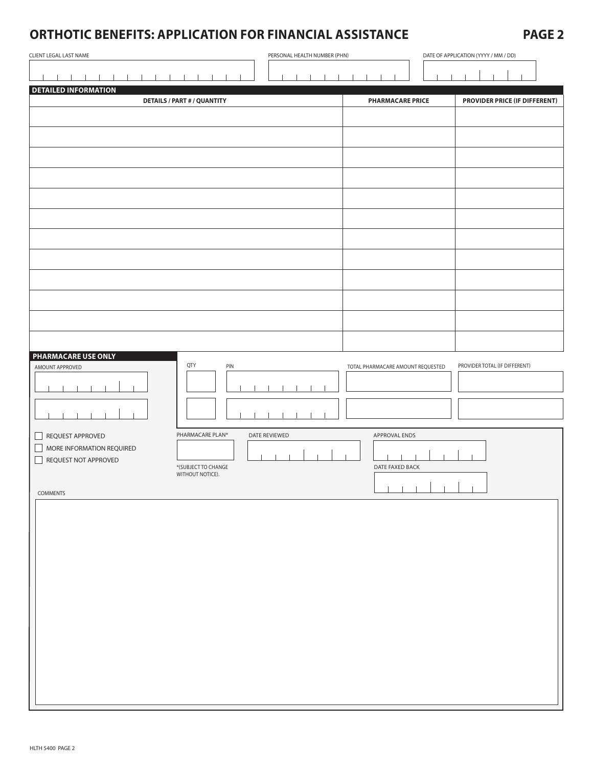# ORTHOTIC BENEFITS: APPLICATION FOR FINANCIAL ASSISTANCE

PAGE 2

| CLIENT LEGAL LAST NAME | PERSONAL HEALTH NUMBER (PHN) | DATE OF APPLICATION (YYYY / MM / DD) |
|---|---|---|
| | | |

## DETAILED INFORMATION

| DETAILS / PART # / QUANTITY | PHARMACARE PRICE | PROVIDER PRICE (IF DIFFERENT) |
|---|---|---|
| | | |
| | | |
| | | |
| | | |
| | | |
| | | |
| | | |
| | | |
| | | |
| | | |
| | | |
| | | |

## PHARMACARE USE ONLY

| AMOUNT APPROVED | QTY | PIN | TOTAL PHARMACARE AMOUNT REQUESTED | PROVIDER TOTAL (IF DIFFERENT) |
|---|---|---|---|---|
| | | | | |
| | | | | |

- ☐ REQUEST APPROVED
- ☐ MORE INFORMATION REQUIRED
- ☐ REQUEST NOT APPROVED

PHARMACARE PLAN*

*(SUBJECT TO CHANGE WITHOUT NOTICE).

DATE REVIEWED

APPROVAL ENDS

DATE FAXED BACK

COMMENTS

HLTH 5400 PAGE 2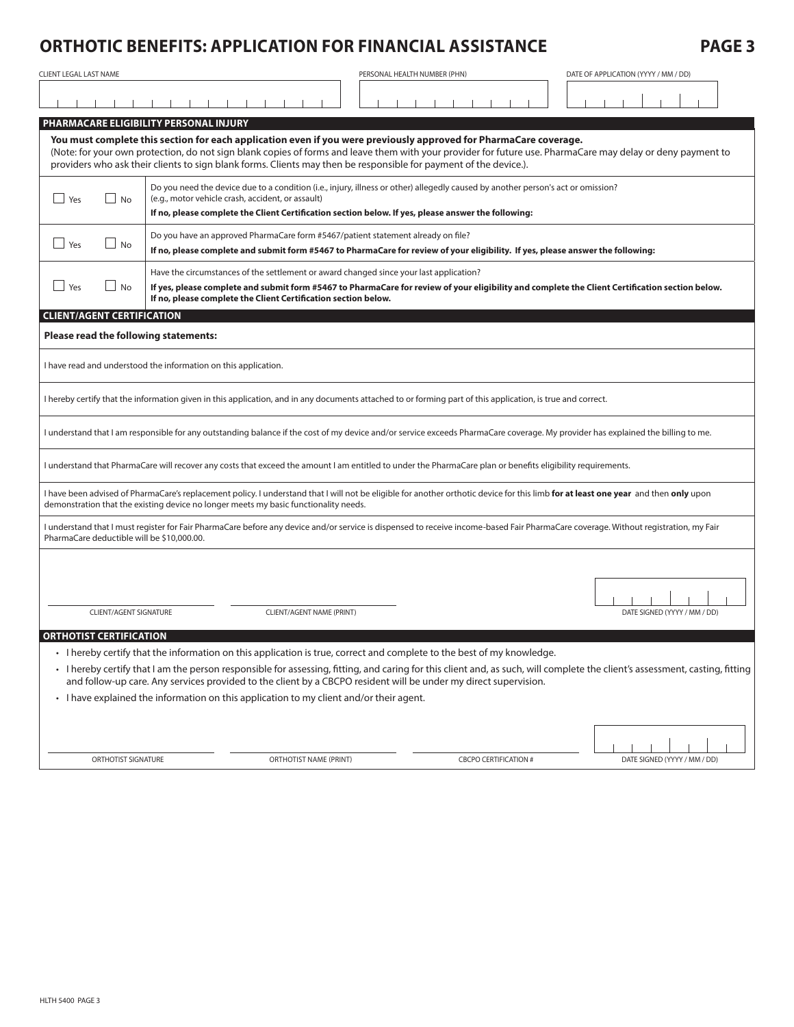# ORTHOTIC BENEFITS: APPLICATION FOR FINANCIAL ASSISTANCE

PAGE 3

| CLIENT LEGAL LAST NAME | PERSONAL HEALTH NUMBER (PHN) | DATE OF APPLICATION (YYYY / MM / DD) |
|---|---|---|
| | | |

## PHARMACARE ELIGIBILITY PERSONAL INJURY

**You must complete this section for each application even if you were previously approved for PharmaCare coverage.**
(Note: for your own protection, do not sign blank copies of forms and leave them with your provider for future use. PharmaCare may delay or deny payment to providers who ask their clients to sign blank forms. Clients may then be responsible for payment of the device.).

| | |
|---|---|
| ☐ Yes ☐ No | Do you need the device due to a condition (i.e., injury, illness or other) allegedly caused by another person's act or omission? (e.g., motor vehicle crash, accident, or assault)<br>**If no, please complete the Client Certification section below. If yes, please answer the following:** |
| ☐ Yes ☐ No | Do you have an approved PharmaCare form #5467/patient statement already on file?<br>**If no, please complete and submit form #5467 to PharmaCare for review of your eligibility. If yes, please answer the following:** |
| ☐ Yes ☐ No | Have the circumstances of the settlement or award changed since your last application?<br>**If yes, please complete and submit form #5467 to PharmaCare for review of your eligibility and complete the Client Certification section below. If no, please complete the Client Certification section below.** |

## CLIENT/AGENT CERTIFICATION

**Please read the following statements:**

I have read and understood the information on this application.

I hereby certify that the information given in this application, and in any documents attached to or forming part of this application, is true and correct.

I understand that I am responsible for any outstanding balance if the cost of my device and/or service exceeds PharmaCare coverage. My provider has explained the billing to me.

I understand that PharmaCare will recover any costs that exceed the amount I am entitled to under the PharmaCare plan or benefits eligibility requirements.

I have been advised of PharmaCare's replacement policy. I understand that I will not be eligible for another orthotic device for this limb **for at least one year** and then **only** upon demonstration that the existing device no longer meets my basic functionality needs.

I understand that I must register for Fair PharmaCare before any device and/or service is dispensed to receive income-based Fair PharmaCare coverage. Without registration, my Fair PharmaCare deductible will be $10,000.00.

| CLIENT/AGENT SIGNATURE | CLIENT/AGENT NAME (PRINT) | DATE SIGNED (YYYY / MM / DD) |
|---|---|---|
| | | |

## ORTHOTIST CERTIFICATION

- I hereby certify that the information on this application is true, correct and complete to the best of my knowledge.
- I hereby certify that I am the person responsible for assessing, fitting, and caring for this client and, as such, will complete the client's assessment, casting, fitting and follow-up care. Any services provided to the client by a CBCPO resident will be under my direct supervision.
- I have explained the information on this application to my client and/or their agent.

| ORTHOTIST SIGNATURE | ORTHOTIST NAME (PRINT) | CBCPO CERTIFICATION # | DATE SIGNED (YYYY / MM / DD) |
|---|---|---|---|
| | | | |

HLTH 5400 PAGE 3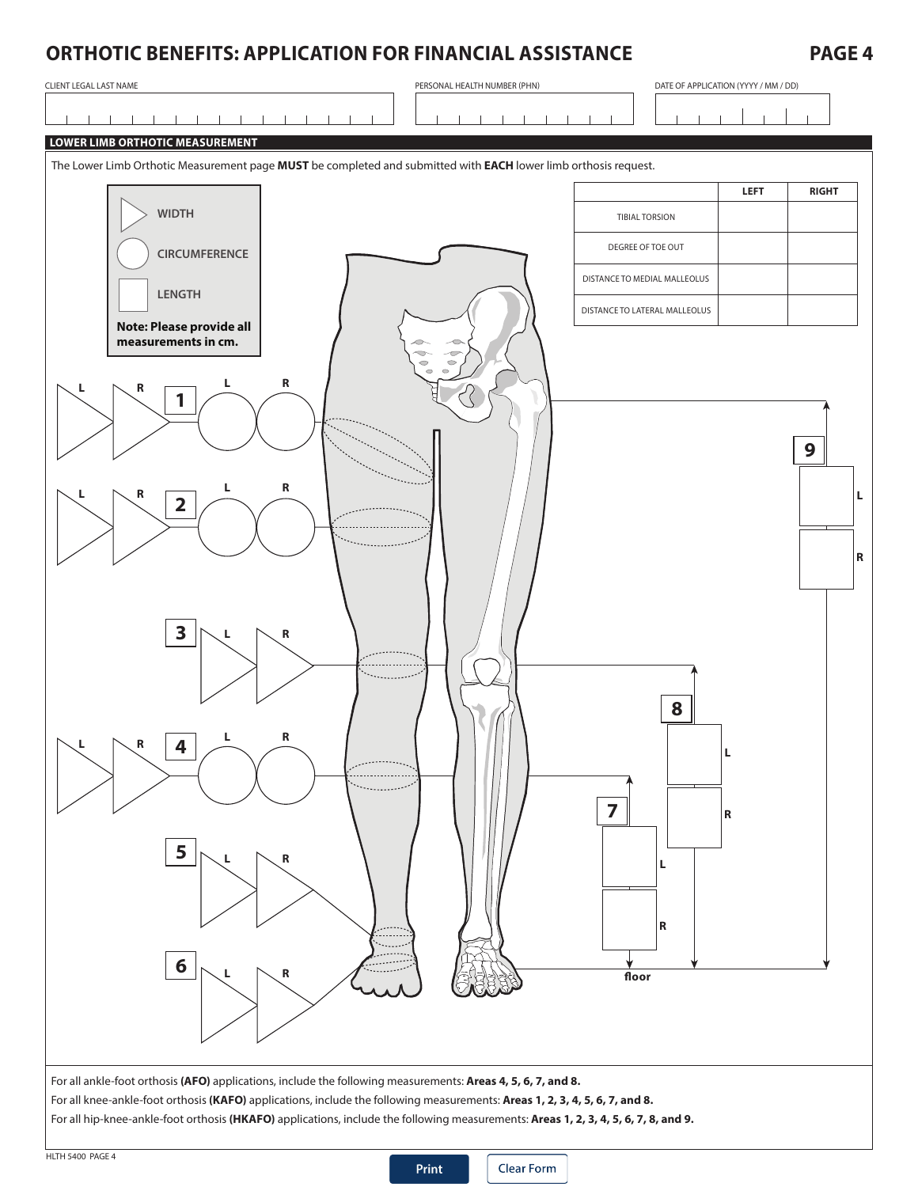## ORTHOTIC BENEFITS: APPLICATION FOR FINANCIAL ASSISTANCE

CLIENT LEGAL LAST NAME

PERSONAL HEALTH NUMBER (PHN)

DATE OF APPLICATION (YYYY / MM / DD)

### LOWER LIMB ORTHOTIC MEASUREMENT

The Lower Limb Orthotic Measurement page **MUST** be completed and submitted with **EACH** lower limb orthosis request.

WIDTH

CIRCUMFERENCE

LENGTH

**Note: Please provide all measurements in cm.**

| | LEFT | RIGHT |
|---|---|---|
| TIBIAL TORSION | | |
| DEGREE OF TOE OUT | | |
| DISTANCE TO MEDIAL MALLEOLUS | | |
| DISTANCE TO LATERAL MALLEOLUS | | |

1 L R L R

2 L R L R

3 L R

4 L R L R

5 L R

6 L R

7 L R

8 L R

9 L R

floor

For all ankle-foot orthosis **(AFO)** applications, include the following measurements: **Areas 4, 5, 6, 7, and 8.**

For all knee-ankle-foot orthosis **(KAFO)** applications, include the following measurements: **Areas 1, 2, 3, 4, 5, 6, 7, and 8.**

For all hip-knee-ankle-foot orthosis **(HKAFO)** applications, include the following measurements: **Areas 1, 2, 3, 4, 5, 6, 7, 8, and 9.**

HLTH 5400 PAGE 4